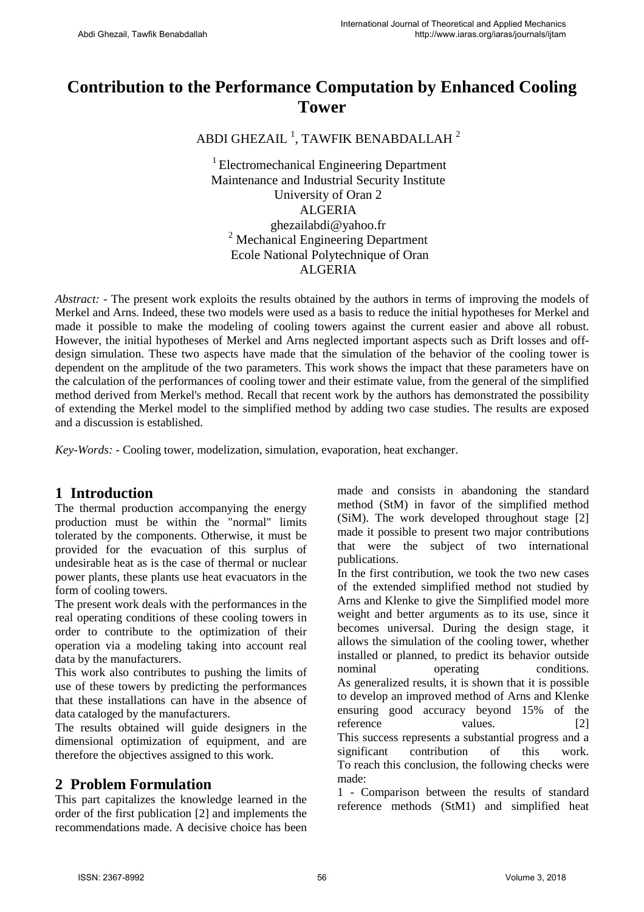# Contribution to the Performance Computation by Enhanced Cooling Tower

ABDI GHEZAIL [1], TAWFIK BENABDALLAH [2]

[1] Electromechanical Engineering Department  
Maintenance and Industrial Security Institute  
University of Oran 2  
ALGERIA  
ghezailabdi@yahoo.fr  
[2] Mechanical Engineering Department  
Ecole National Polytechnique of Oran  
ALGERIA

*Abstract:* - The present work exploits the results obtained by the authors in terms of improving the models of Merkel and Arns. Indeed, these two models were used as a basis to reduce the initial hypotheses for Merkel and made it possible to make the modeling of cooling towers against the current easier and above all robust. However, the initial hypotheses of Merkel and Arns neglected important aspects such as Drift losses and off-design simulation. These two aspects have made that the simulation of the behavior of the cooling tower is dependent on the amplitude of the two parameters. This work shows the impact that these parameters have on the calculation of the performances of cooling tower and their estimate value, from the general of the simplified method derived from Merkel's method. Recall that recent work by the authors has demonstrated the possibility of extending the Merkel model to the simplified method by adding two case studies. The results are exposed and a discussion is established.

*Key-Words:* - Cooling tower, modelization, simulation, evaporation, heat exchanger.

## 1 Introduction

The thermal production accompanying the energy production must be within the "normal" limits tolerated by the components. Otherwise, it must be provided for the evacuation of this surplus of undesirable heat as is the case of thermal or nuclear power plants, these plants use heat evacuators in the form of cooling towers.

The present work deals with the performances in the real operating conditions of these cooling towers in order to contribute to the optimization of their operation via a modeling taking into account real data by the manufacturers.

This work also contributes to pushing the limits of use of these towers by predicting the performances that these installations can have in the absence of data cataloged by the manufacturers.

The results obtained will guide designers in the dimensional optimization of equipment, and are therefore the objectives assigned to this work.

## 2 Problem Formulation

This part capitalizes the knowledge learned in the order of the first publication [2] and implements the recommendations made. A decisive choice has been made and consists in abandoning the standard method (StM) in favor of the simplified method (SiM). The work developed throughout stage [2] made it possible to present two major contributions that were the subject of two international publications.

In the first contribution, we took the two new cases of the extended simplified method not studied by Arns and Klenke to give the Simplified model more weight and better arguments as to its use, since it becomes universal. During the design stage, it allows the simulation of the cooling tower, whether installed or planned, to predict its behavior outside nominal operating conditions.

As generalized results, it is shown that it is possible to develop an improved method of Arns and Klenke ensuring good accuracy beyond 15% of the reference values. [2]

This success represents a substantial progress and a significant contribution of this work.

To reach this conclusion, the following checks were made:

1 - Comparison between the results of standard reference methods (StM1) and simplified heat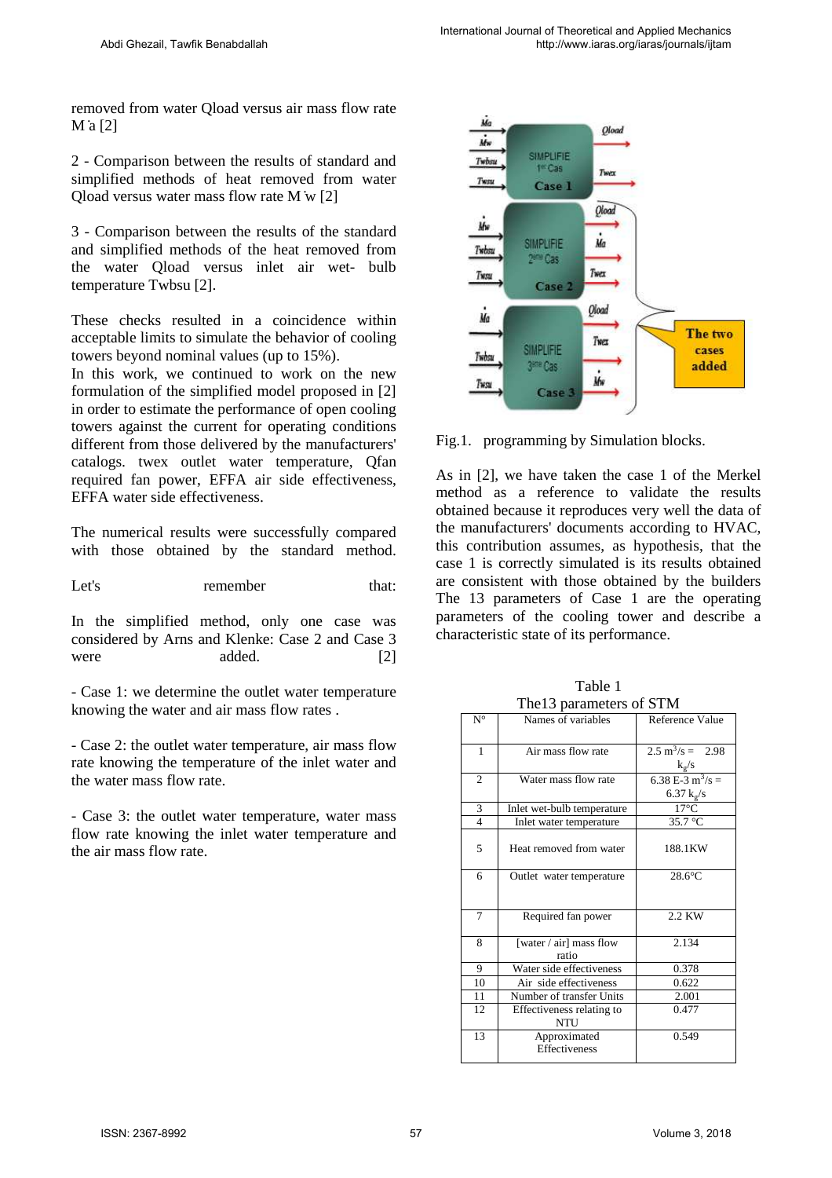removed from water Qload versus air mass flow rate $\dot{M}a$ [2]

2 - Comparison between the results of standard and simplified methods of heat removed from water Qload versus water mass flow rate $\dot{M}w$ [2]

3 - Comparison between the results of the standard and simplified methods of the heat removed from the water Qload versus inlet air wet- bulb temperature Twbsu [2].

These checks resulted in a coincidence within acceptable limits to simulate the behavior of cooling towers beyond nominal values (up to 15%).

In this work, we continued to work on the new formulation of the simplified model proposed in [2] in order to estimate the performance of open cooling towers against the current for operating conditions different from those delivered by the manufacturers' catalogs. twex outlet water temperature, Qfan required fan power, EFFA air side effectiveness, EFFA water side effectiveness.

The numerical results were successfully compared with those obtained by the standard method.

Let's remember that:

In the simplified method, only one case was considered by Arns and Klenke: Case 2 and Case 3 were added. [2]

- Case 1: we determine the outlet water temperature knowing the water and air mass flow rates .

- Case 2: the outlet water temperature, air mass flow rate knowing the temperature of the inlet water and the water mass flow rate.

- Case 3: the outlet water temperature, water mass flow rate knowing the inlet water temperature and the air mass flow rate.

Fig.1. programming by Simulation blocks.

As in [2], we have taken the case 1 of the Merkel method as a reference to validate the results obtained because it reproduces very well the data of the manufacturers' documents according to HVAC, this contribution assumes, as hypothesis, that the case 1 is correctly simulated is its results obtained are consistent with those obtained by the builders The 13 parameters of Case 1 are the operating parameters of the cooling tower and describe a characteristic state of its performance.

Table 1
The13 parameters of STM

| N° | Names of variables | Reference Value |
|---|---|---|
| 1 | Air mass flow rate | 2.5 $m^3/s$ = 2.98 $k_g/s$ |
| 2 | Water mass flow rate | 6.38 E-3 $m^3/s$ = 6.37 $k_g/s$ |
| 3 | Inlet wet-bulb temperature | 17°C |
| 4 | Inlet water temperature | 35.7 °C |
| 5 | Heat removed from water | 188.1KW |
| 6 | Outlet water temperature | 28.6°C |
| 7 | Required fan power | 2.2 KW |
| 8 | [water / air] mass flow ratio | 2.134 |
| 9 | Water side effectiveness | 0.378 |
| 10 | Air side effectiveness | 0.622 |
| 11 | Number of transfer Units | 2.001 |
| 12 | Effectiveness relating to NTU | 0.477 |
| 13 | Approximated Effectiveness | 0.549 |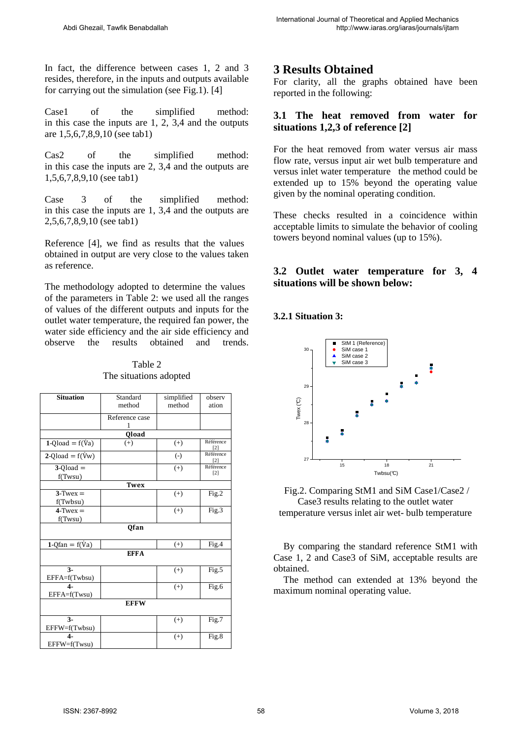In fact, the difference between cases 1, 2 and 3 resides, therefore, in the inputs and outputs available for carrying out the simulation (see Fig.1). [4]

Case1 of the simplified method: in this case the inputs are 1, 2, 3,4 and the outputs are 1,5,6,7,8,9,10 (see tab1)

Cas2 of the simplified method: in this case the inputs are 2, 3,4 and the outputs are 1,5,6,7,8,9,10 (see tab1)

Case 3 of the simplified method: in this case the inputs are 1, 3,4 and the outputs are 2,5,6,7,8,9,10 (see tab1)

Reference [4], we find as results that the values obtained in output are very close to the values taken as reference.

The methodology adopted to determine the values of the parameters in Table 2: we used all the ranges of values of the different outputs and inputs for the outlet water temperature, the required fan power, the water side efficiency and the air side efficiency and observe the results obtained and trends.

Table 2
The situations adopted

| Situation | Standard method | simplified method | observation |
|---|---|---|---|
| | Reference case 1 | | |
| | **Qload** | | |
| **1**-Qload = f(V̇a) | (+) | (+) | Référence [2] |
| **2**-Qload = f(V̇w) | | (-) | Référence [2] |
| **3**-Qload = f(Twsu) | | (+) | Référence [2] |
| | **Twex** | | |
| **3**-Twex = f(Twbsu) | | (+) | Fig.2 |
| **4**-Twex = f(Twsu) | | (+) | Fig.3 |
| | **Qfan** | | |
| **1**-Qfan = f(V̇a) | | (+) | Fig.4 |
| | **EFFA** | | |
| **3**-EFFA=f(Twbsu) | | (+) | Fig.5 |
| **4**-EFFA=f(Twsu) | | (+) | Fig.6 |
| | **EFFW** | | |
| **3**-EFFW=f(Twbsu) | | (+) | Fig.7 |
| **4**-EFFW=f(Twsu) | | (+) | Fig.8 |

## 3 Results Obtained

For clarity, all the graphs obtained have been reported in the following:

### 3.1 The heat removed from water for situations 1,2,3 of reference [2]

For the heat removed from water versus air mass flow rate, versus input air wet bulb temperature and versus inlet water temperature the method could be extended up to 15% beyond the operating value given by the nominal operating condition.

These checks resulted in a coincidence within acceptable limits to simulate the behavior of cooling towers beyond nominal values (up to 15%).

### 3.2 Outlet water temperature for 3, 4 situations will be shown below:

#### 3.2.1 Situation 3:

Fig.2. Comparing StM1 and SiM Case1/Case2 / Case3 results relating to the outlet water temperature versus inlet air wet- bulb temperature

By comparing the standard reference StM1 with Case 1, 2 and Case3 of SiM, acceptable results are obtained.

The method can extended at 13% beyond the maximum nominal operating value.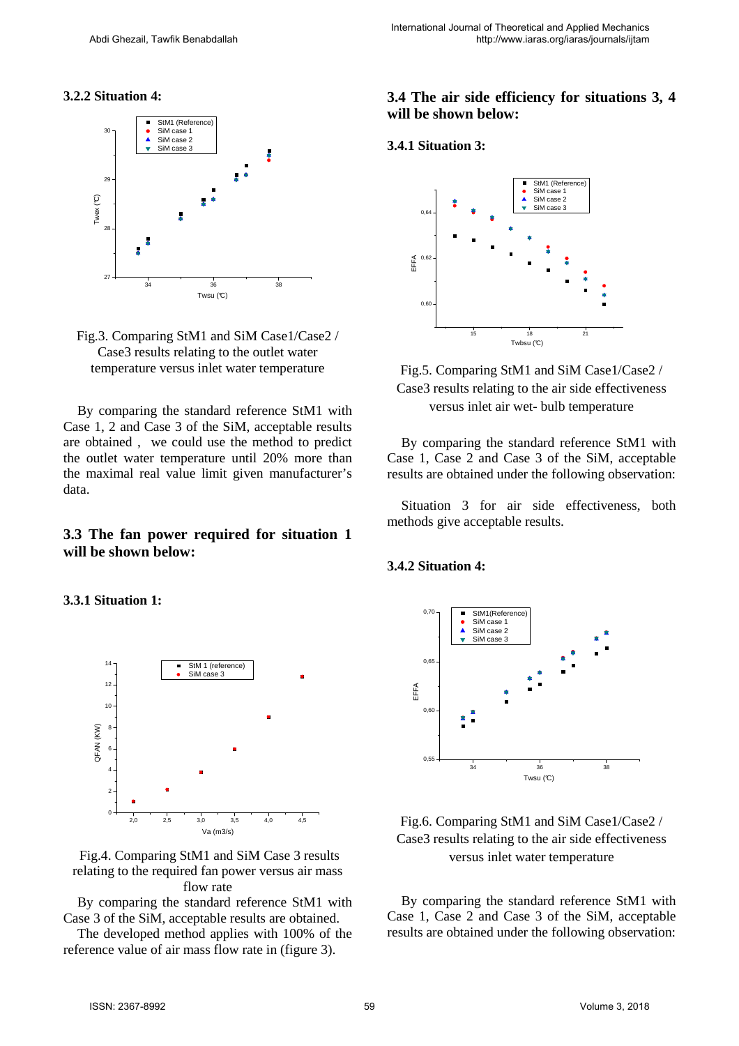### 3.2.2 Situation 4:

Fig.3. Comparing StM1 and SiM Case1/Case2 / Case3 results relating to the outlet water temperature versus inlet water temperature

By comparing the standard reference StM1 with Case 1, 2 and Case 3 of the SiM, acceptable results are obtained , we could use the method to predict the outlet water temperature until 20% more than the maximal real value limit given manufacturer's data.

## 3.3 The fan power required for situation 1 will be shown below:

### 3.3.1 Situation 1:

Fig.4. Comparing StM1 and SiM Case 3 results relating to the required fan power versus air mass flow rate

By comparing the standard reference StM1 with Case 3 of the SiM, acceptable results are obtained.

The developed method applies with 100% of the reference value of air mass flow rate in (figure 3).

## 3.4 The air side efficiency for situations 3, 4 will be shown below:

### 3.4.1 Situation 3:

Fig.5. Comparing StM1 and SiM Case1/Case2 / Case3 results relating to the air side effectiveness versus inlet air wet- bulb temperature

By comparing the standard reference StM1 with Case 1, Case 2 and Case 3 of the SiM, acceptable results are obtained under the following observation:

Situation 3 for air side effectiveness, both methods give acceptable results.

### 3.4.2 Situation 4:

Fig.6. Comparing StM1 and SiM Case1/Case2 / Case3 results relating to the air side effectiveness versus inlet water temperature

By comparing the standard reference StM1 with Case 1, Case 2 and Case 3 of the SiM, acceptable results are obtained under the following observation: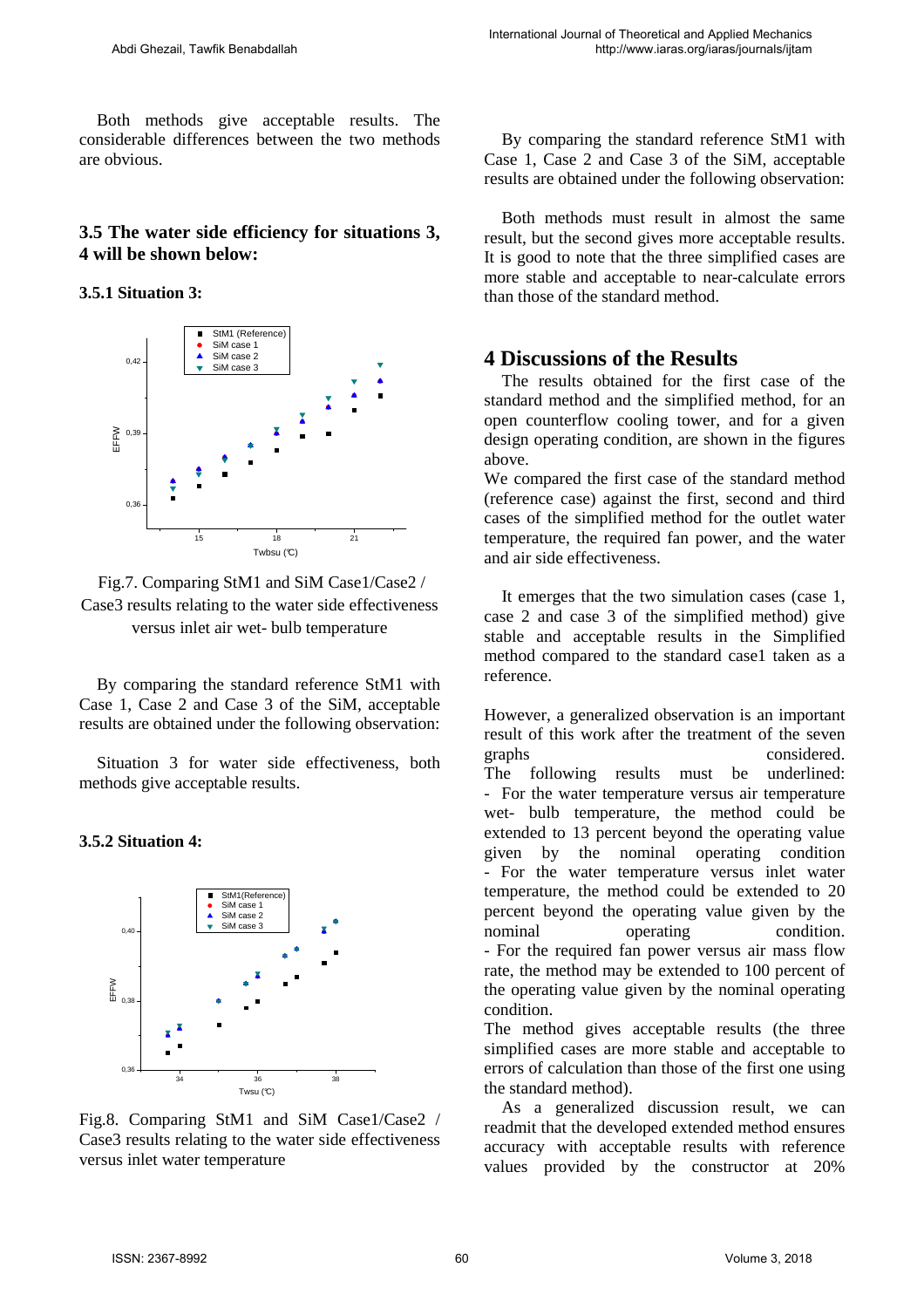Both methods give acceptable results. The considerable differences between the two methods are obvious.

## 3.5 The water side efficiency for situations 3, 4 will be shown below:

### 3.5.1 Situation 3:

Fig.7. Comparing StM1 and SiM Case1/Case2 / Case3 results relating to the water side effectiveness versus inlet air wet- bulb temperature

By comparing the standard reference StM1 with Case 1, Case 2 and Case 3 of the SiM, acceptable results are obtained under the following observation:

Situation 3 for water side effectiveness, both methods give acceptable results.

### 3.5.2 Situation 4:

Fig.8. Comparing StM1 and SiM Case1/Case2 / Case3 results relating to the water side effectiveness versus inlet water temperature

By comparing the standard reference StM1 with Case 1, Case 2 and Case 3 of the SiM, acceptable results are obtained under the following observation:

Both methods must result in almost the same result, but the second gives more acceptable results. It is good to note that the three simplified cases are more stable and acceptable to near-calculate errors than those of the standard method.

# 4 Discussions of the Results

The results obtained for the first case of the standard method and the simplified method, for an open counterflow cooling tower, and for a given design operating condition, are shown in the figures above.

We compared the first case of the standard method (reference case) against the first, second and third cases of the simplified method for the outlet water temperature, the required fan power, and the water and air side effectiveness.

It emerges that the two simulation cases (case 1, case 2 and case 3 of the simplified method) give stable and acceptable results in the Simplified method compared to the standard case1 taken as a reference.

However, a generalized observation is an important result of this work after the treatment of the seven graphs considered.

The following results must be underlined:

- For the water temperature versus air temperature wet- bulb temperature, the method could be extended to 13 percent beyond the operating value given by the nominal operating condition
- For the water temperature versus inlet water temperature, the method could be extended to 20 percent beyond the operating value given by the nominal operating condition.
- For the required fan power versus air mass flow rate, the method may be extended to 100 percent of the operating value given by the nominal operating condition.

The method gives acceptable results (the three simplified cases are more stable and acceptable to errors of calculation than those of the first one using the standard method).

As a generalized discussion result, we can readmit that the developed extended method ensures accuracy with acceptable results with reference values provided by the constructor at 20%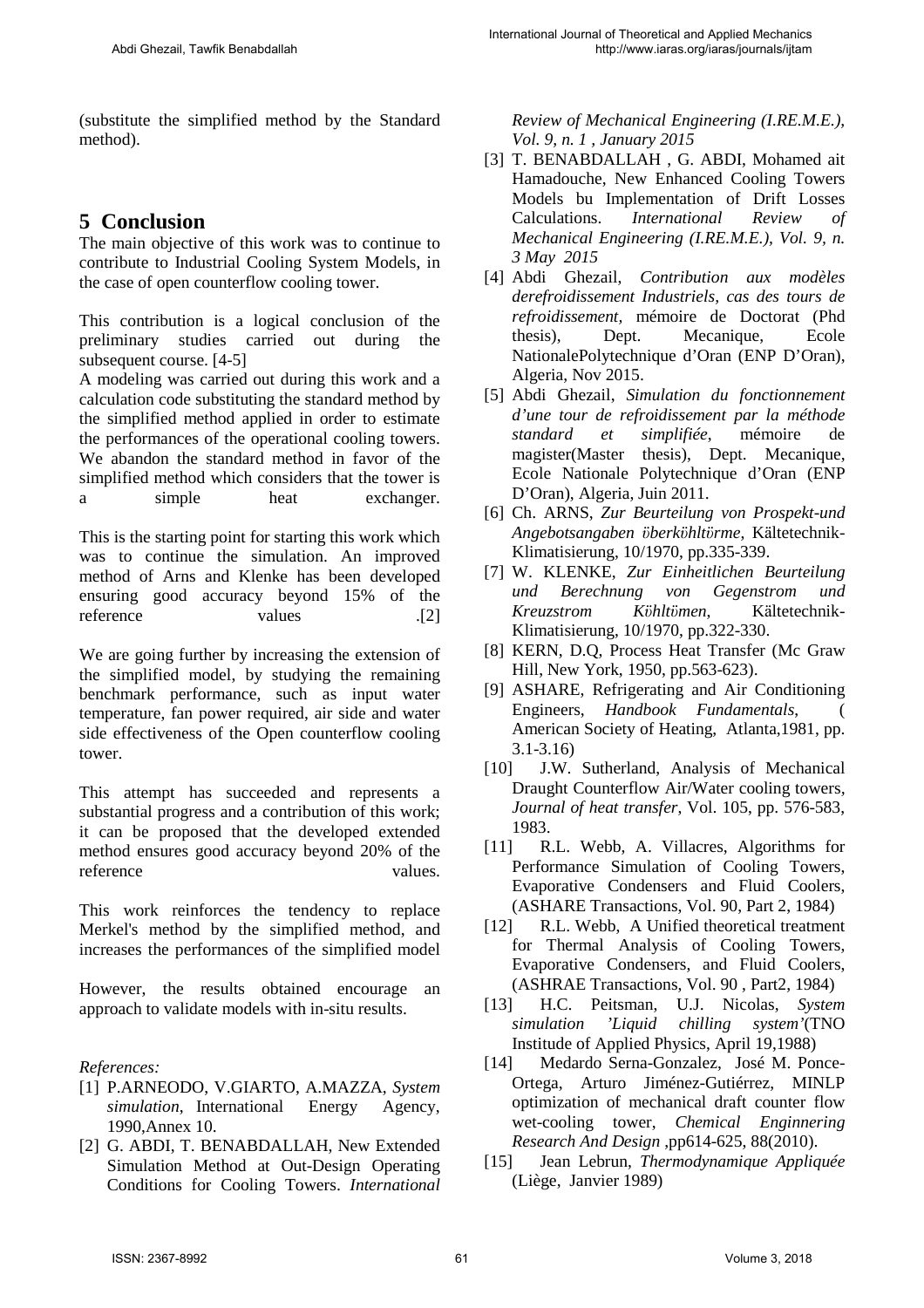(substitute the simplified method by the Standard method).

## 5 Conclusion

The main objective of this work was to continue to contribute to Industrial Cooling System Models, in the case of open counterflow cooling tower.

This contribution is a logical conclusion of the preliminary studies carried out during the subsequent course. [4-5]

A modeling was carried out during this work and a calculation code substituting the standard method by the simplified method applied in order to estimate the performances of the operational cooling towers. We abandon the standard method in favor of the simplified method which considers that the tower is a simple heat exchanger.

This is the starting point for starting this work which was to continue the simulation. An improved method of Arns and Klenke has been developed ensuring good accuracy beyond 15% of the reference values .[2]

We are going further by increasing the extension of the simplified model, by studying the remaining benchmark performance, such as input water temperature, fan power required, air side and water side effectiveness of the Open counterflow cooling tower.

This attempt has succeeded and represents a substantial progress and a contribution of this work; it can be proposed that the developed extended method ensures good accuracy beyond 20% of the reference values.

This work reinforces the tendency to replace Merkel's method by the simplified method, and increases the performances of the simplified model

However, the results obtained encourage an approach to validate models with in-situ results.

*References:*

[1] P.ARNEODO, V.GIARTO, A.MAZZA, *System simulation*, International Energy Agency, 1990,Annex 10.

[2] G. ABDI, T. BENABDALLAH, New Extended Simulation Method at Out-Design Operating Conditions for Cooling Towers. *International Review of Mechanical Engineering (I.RE.M.E.), Vol. 9, n. 1 , January 2015*

[3] T. BENABDALLAH , G. ABDI, Mohamed ait Hamadouche, New Enhanced Cooling Towers Models bu Implementation of Drift Losses Calculations. *International Review of Mechanical Engineering (I.RE.M.E.), Vol. 9, n. 3 May 2015*

[4] Abdi Ghezail, *Contribution aux modèles derefroidissement Industriels, cas des tours de refroidissement,* mémoire de Doctorat (Phd thesis), Dept. Mecanique, Ecole NationalePolytechnique d'Oran (ENP D'Oran), Algeria, Nov 2015.

[5] Abdi Ghezail, *Simulation du fonctionnement d'une tour de refroidissement par la méthode standard et simplifiée*, mémoire de magister(Master thesis), Dept. Mecanique, Ecole Nationale Polytechnique d'Oran (ENP D'Oran), Algeria, Juin 2011.

[6] Ch. ARNS, *Zur Beurteilung von Prospekt-und Angebotsangaben öberköhltörme*, Kältetechnik-Klimatisierung, 10/1970, pp.335-339.

[7] W. KLENKE, *Zur Einheitlichen Beurteilung und Berechnung von Gegenstrom und Kreuzstrom Köhltömen*, Kältetechnik-Klimatisierung, 10/1970, pp.322-330.

[8] KERN, D.Q, Process Heat Transfer (Mc Graw Hill, New York, 1950, pp.563-623).

[9] ASHARE, Refrigerating and Air Conditioning Engineers, *Handbook Fundamentals*, ( American Society of Heating, Atlanta,1981, pp. 3.1-3.16)

[10] J.W. Sutherland, Analysis of Mechanical Draught Counterflow Air/Water cooling towers, *Journal of heat transfer*, Vol. 105, pp. 576-583, 1983.

[11] R.L. Webb, A. Villacres, Algorithms for Performance Simulation of Cooling Towers, Evaporative Condensers and Fluid Coolers, (ASHARE Transactions, Vol. 90, Part 2, 1984)

[12] R.L. Webb, A Unified theoretical treatment for Thermal Analysis of Cooling Towers, Evaporative Condensers, and Fluid Coolers, (ASHRAE Transactions, Vol. 90 , Part2, 1984)

[13] H.C. Peitsman, U.J. Nicolas, *System simulation 'Liquid chilling system'*(TNO Institude of Applied Physics, April 19,1988)

[14] Medardo Serna-Gonzalez, José M. Ponce-Ortega, Arturo Jiménez-Gutiérrez, MINLP optimization of mechanical draft counter flow wet-cooling tower, *Chemical Enginnering Research And Design* ,pp614-625, 88(2010).

[15] Jean Lebrun, *Thermodynamique Appliquée* (Liège, Janvier 1989)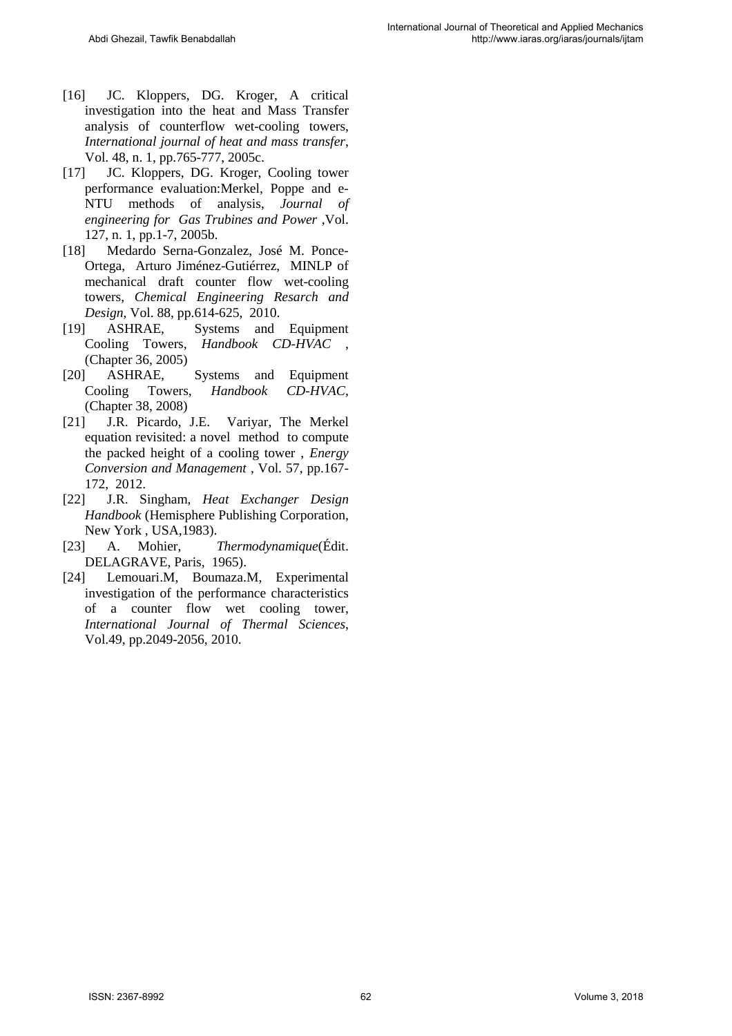[16] JC. Kloppers, DG. Kroger, A critical investigation into the heat and Mass Transfer analysis of counterflow wet-cooling towers, *International journal of heat and mass transfer*, Vol. 48, n. 1, pp.765-777, 2005c.

[17] JC. Kloppers, DG. Kroger, Cooling tower performance evaluation:Merkel, Poppe and e-NTU methods of analysis, *Journal of engineering for Gas Trubines and Power* ,Vol. 127, n. 1, pp.1-7, 2005b.

[18] Medardo Serna-Gonzalez, José M. Ponce-Ortega, Arturo Jiménez-Gutiérrez, MINLP of mechanical draft counter flow wet-cooling towers, *Chemical Engineering Resarch and Design*, Vol. 88, pp.614-625, 2010.

[19] ASHRAE, Systems and Equipment Cooling Towers, *Handbook CD-HVAC* , (Chapter 36, 2005)

[20] ASHRAE, Systems and Equipment Cooling Towers, *Handbook CD-HVAC*, (Chapter 38, 2008)

[21] J.R. Picardo, J.E. Variyar, The Merkel equation revisited: a novel method to compute the packed height of a cooling tower , *Energy Conversion and Management* , Vol. 57, pp.167-172, 2012.

[22] J.R. Singham, *Heat Exchanger Design Handbook* (Hemisphere Publishing Corporation, New York , USA,1983).

[23] A. Mohier, *Thermodynamique*(Édit. DELAGRAVE, Paris, 1965).

[24] Lemouari.M, Boumaza.M, Experimental investigation of the performance characteristics of a counter flow wet cooling tower, *International Journal of Thermal Sciences*, Vol.49, pp.2049-2056, 2010.